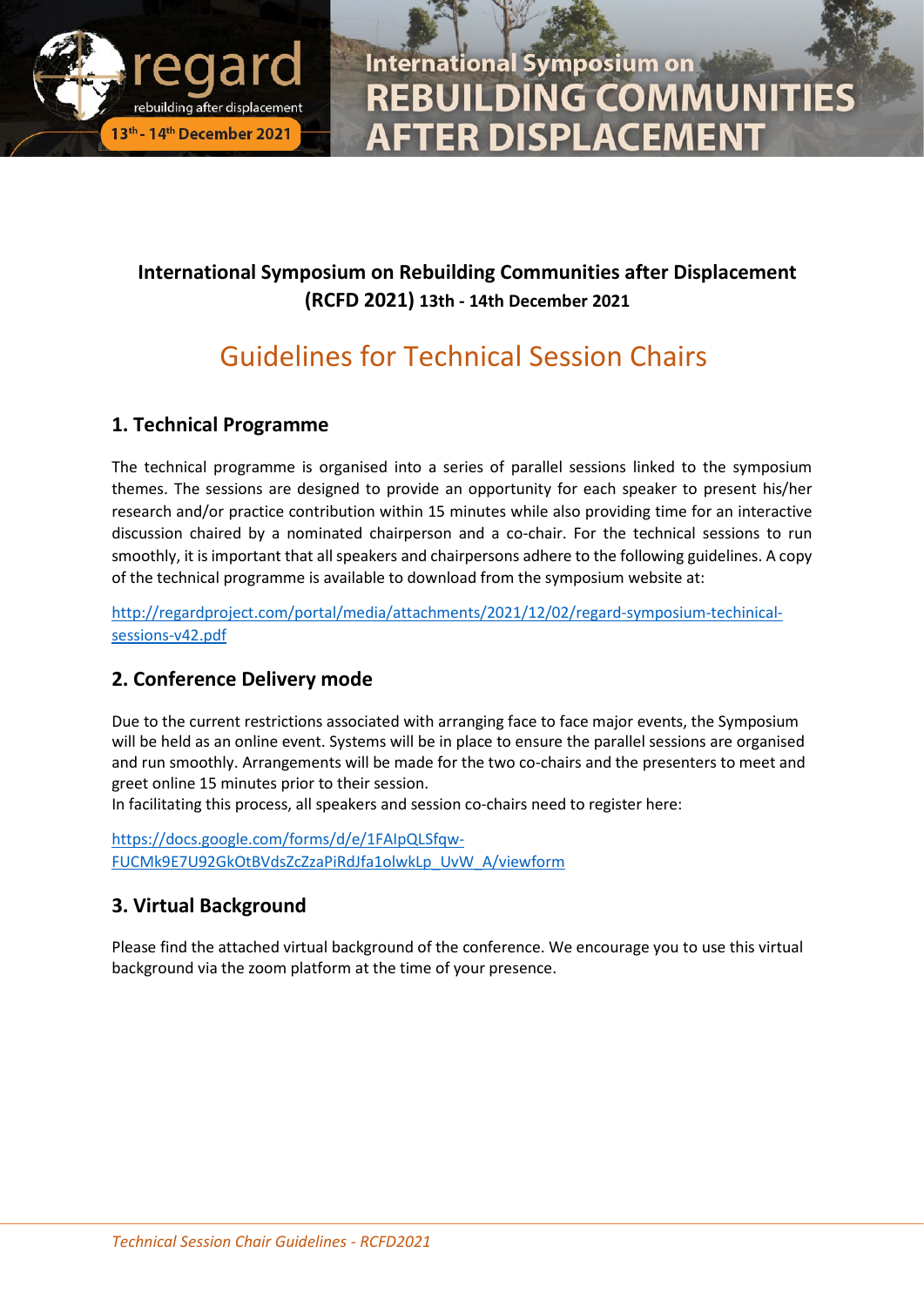**International Symposium on Rebuilding Communities after Displacement (RCFD 2021) 13th - 14th December 2021**

# Guidelines for Technical Session Chairs

## 1. Technical Programme

The technical programme is organised into a series of parallel sessions linked to the symposium themes. The sessions are designed to provide an opportunity for each speaker to present his/her research and/or practice contribution within 15 minutes while also providing time for an interactive discussion chaired by a nominated chairperson and a co-chair. For the technical sessions to run smoothly, it is important that all speakers and chairpersons adhere to the following guidelines. A copy of the technical programme is available to download from the symposium website at:

http://regardproject.com/portal/media/attachments/2021/12/02/regard-symposium-techinical-sessions-v42.pdf

## 2. Conference Delivery mode

Due to the current restrictions associated with arranging face to face major events, the Symposium will be held as an online event. Systems will be in place to ensure the parallel sessions are organised and run smoothly. Arrangements will be made for the two co-chairs and the presenters to meet and greet online 15 minutes prior to their session.
In facilitating this process, all speakers and session co-chairs need to register here:

https://docs.google.com/forms/d/e/1FAIpQLSfqw-FUCMk9E7U92GkOtBVdsZcZzaPiRdJfa1olwkLp_UvW_A/viewform

## 3. Virtual Background

Please find the attached virtual background of the conference. We encourage you to use this virtual background via the zoom platform at the time of your presence.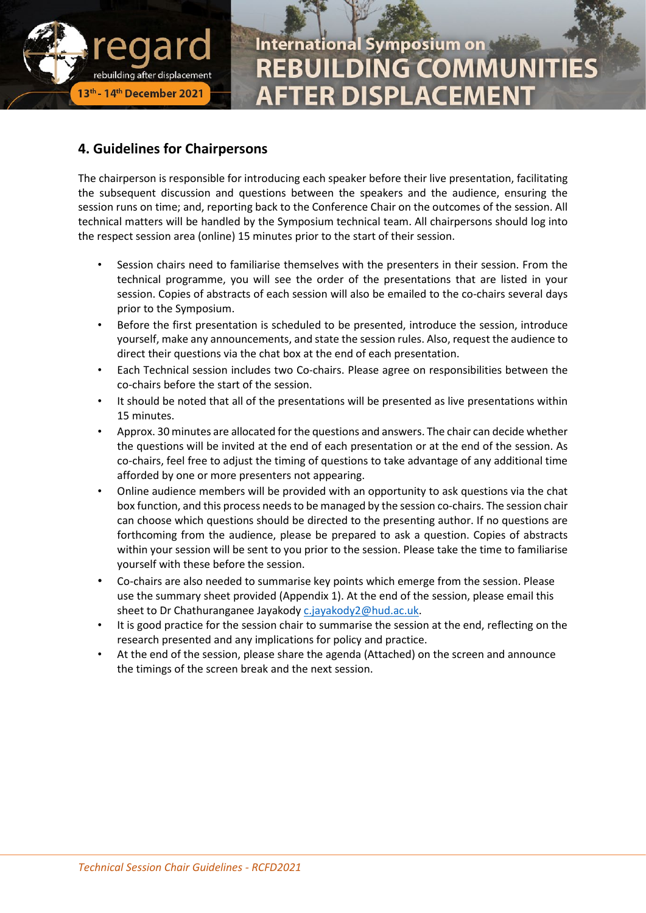## 4. Guidelines for Chairpersons

The chairperson is responsible for introducing each speaker before their live presentation, facilitating the subsequent discussion and questions between the speakers and the audience, ensuring the session runs on time; and, reporting back to the Conference Chair on the outcomes of the session. All technical matters will be handled by the Symposium technical team. All chairpersons should log into the respect session area (online) 15 minutes prior to the start of their session.

- Session chairs need to familiarise themselves with the presenters in their session. From the technical programme, you will see the order of the presentations that are listed in your session. Copies of abstracts of each session will also be emailed to the co-chairs several days prior to the Symposium.
- Before the first presentation is scheduled to be presented, introduce the session, introduce yourself, make any announcements, and state the session rules. Also, request the audience to direct their questions via the chat box at the end of each presentation.
- Each Technical session includes two Co-chairs. Please agree on responsibilities between the co-chairs before the start of the session.
- It should be noted that all of the presentations will be presented as live presentations within 15 minutes.
- Approx. 30 minutes are allocated for the questions and answers. The chair can decide whether the questions will be invited at the end of each presentation or at the end of the session. As co-chairs, feel free to adjust the timing of questions to take advantage of any additional time afforded by one or more presenters not appearing.
- Online audience members will be provided with an opportunity to ask questions via the chat box function, and this process needs to be managed by the session co-chairs. The session chair can choose which questions should be directed to the presenting author. If no questions are forthcoming from the audience, please be prepared to ask a question. Copies of abstracts within your session will be sent to you prior to the session. Please take the time to familiarise yourself with these before the session.
- Co-chairs are also needed to summarise key points which emerge from the session. Please use the summary sheet provided (Appendix 1). At the end of the session, please email this sheet to Dr Chathuranganee Jayakody c.jayakody2@hud.ac.uk.
- It is good practice for the session chair to summarise the session at the end, reflecting on the research presented and any implications for policy and practice.
- At the end of the session, please share the agenda (Attached) on the screen and announce the timings of the screen break and the next session.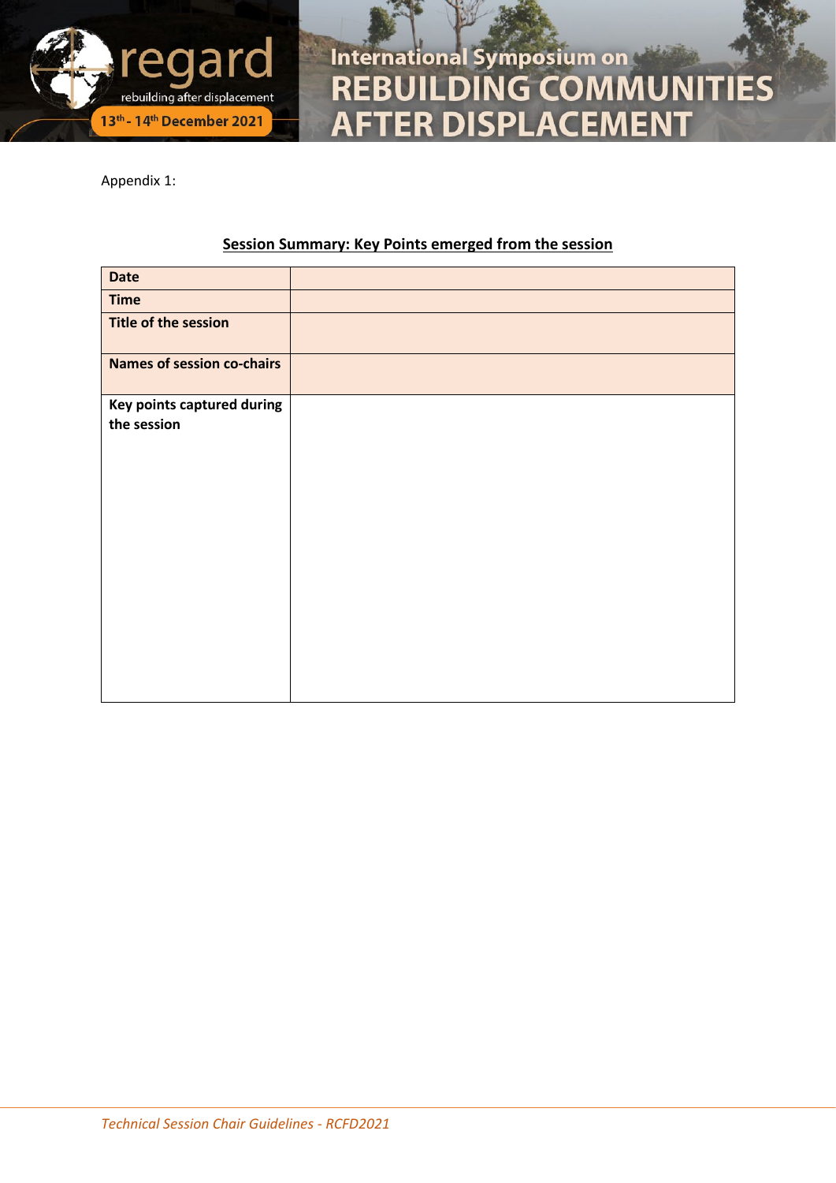Appendix 1:

## Session Summary: Key Points emerged from the session

| | |
|---|---|
| **Date** | |
| **Time** | |
| **Title of the session** | |
| **Names of session co-chairs** | |
| **Key points captured during the session** | |